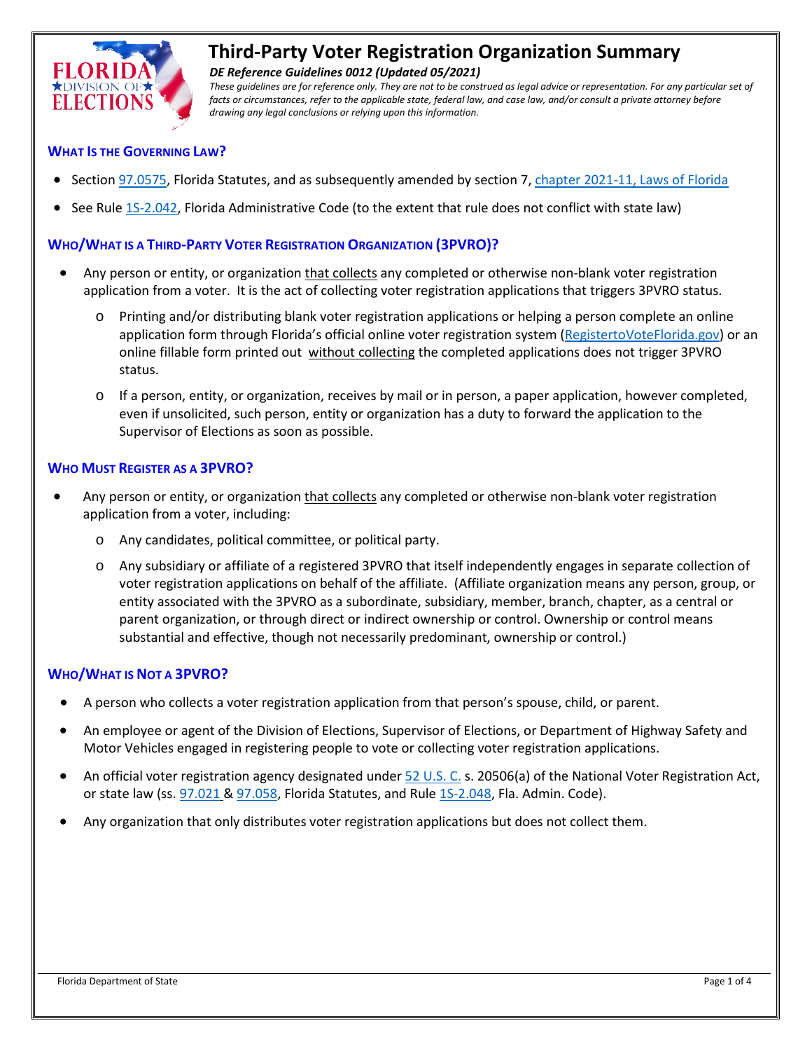# Third-Party Voter Registration Organization Summary

***DE Reference Guidelines 0012 (Updated 05/2021)***

*These guidelines are for reference only. They are not to be construed as legal advice or representation. For any particular set of facts or circumstances, refer to the applicable state, federal law, and case law, and/or consult a private attorney before drawing any legal conclusions or relying upon this information.*

## What Is the Governing Law?

- Section 97.0575, Florida Statutes, and as subsequently amended by section 7, chapter 2021-11, Laws of Florida
- See Rule 1S-2.042, Florida Administrative Code (to the extent that rule does not conflict with state law)

## Who/What is a Third-Party Voter Registration Organization (3PVRO)?

- Any person or entity, or organization that collects any completed or otherwise non-blank voter registration application from a voter. It is the act of collecting voter registration applications that triggers 3PVRO status.
  - Printing and/or distributing blank voter registration applications or helping a person complete an online application form through Florida's official online voter registration system (RegistertoVoteFlorida.gov) or an online fillable form printed out without collecting the completed applications does not trigger 3PVRO status.
  - If a person, entity, or organization, receives by mail or in person, a paper application, however completed, even if unsolicited, such person, entity or organization has a duty to forward the application to the Supervisor of Elections as soon as possible.

## Who Must Register as a 3PVRO?

- Any person or entity, or organization that collects any completed or otherwise non-blank voter registration application from a voter, including:
  - Any candidates, political committee, or political party.
  - Any subsidiary or affiliate of a registered 3PVRO that itself independently engages in separate collection of voter registration applications on behalf of the affiliate. (Affiliate organization means any person, group, or entity associated with the 3PVRO as a subordinate, subsidiary, member, branch, chapter, as a central or parent organization, or through direct or indirect ownership or control. Ownership or control means substantial and effective, though not necessarily predominant, ownership or control.)

## Who/What is Not a 3PVRO?

- A person who collects a voter registration application from that person's spouse, child, or parent.
- An employee or agent of the Division of Elections, Supervisor of Elections, or Department of Highway Safety and Motor Vehicles engaged in registering people to vote or collecting voter registration applications.
- An official voter registration agency designated under 52 U.S. C. s. 20506(a) of the National Voter Registration Act, or state law (ss. 97.021 & 97.058, Florida Statutes, and Rule 1S-2.048, Fla. Admin. Code).
- Any organization that only distributes voter registration applications but does not collect them.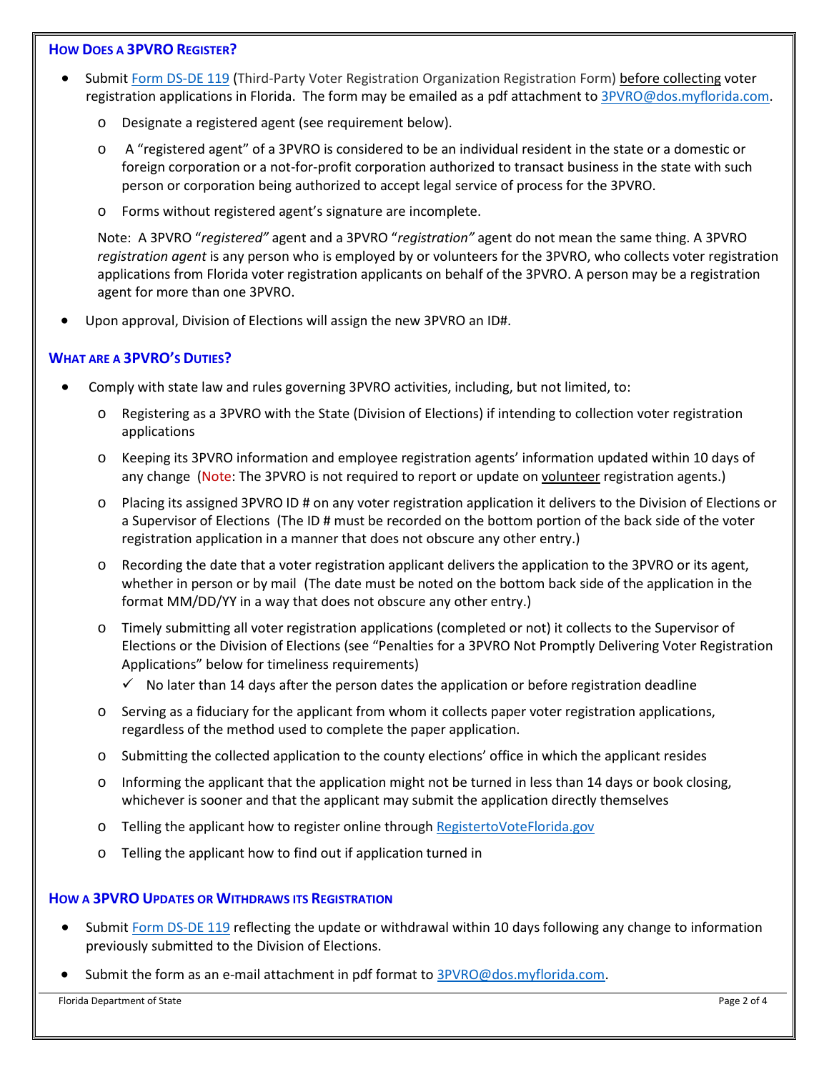## How Does a 3PVRO Register?

- Submit Form DS-DE 119 (Third-Party Voter Registration Organization Registration Form) <u>before collecting</u> voter registration applications in Florida. The form may be emailed as a pdf attachment to 3PVRO@dos.myflorida.com.
  - Designate a registered agent (see requirement below).
  - A "registered agent" of a 3PVRO is considered to be an individual resident in the state or a domestic or foreign corporation or a not-for-profit corporation authorized to transact business in the state with such person or corporation being authorized to accept legal service of process for the 3PVRO.
  - Forms without registered agent's signature are incomplete.

  Note: A 3PVRO "*registered"* agent and a 3PVRO "*registration"* agent do not mean the same thing. A 3PVRO *registration agent* is any person who is employed by or volunteers for the 3PVRO, who collects voter registration applications from Florida voter registration applicants on behalf of the 3PVRO. A person may be a registration agent for more than one 3PVRO.

- Upon approval, Division of Elections will assign the new 3PVRO an ID#.

## What are a 3PVRO's Duties?

- Comply with state law and rules governing 3PVRO activities, including, but not limited, to:
  - Registering as a 3PVRO with the State (Division of Elections) if intending to collection voter registration applications
  - Keeping its 3PVRO information and employee registration agents' information updated within 10 days of any change (Note: The 3PVRO is not required to report or update on <u>volunteer</u> registration agents.)
  - Placing its assigned 3PVRO ID # on any voter registration application it delivers to the Division of Elections or a Supervisor of Elections (The ID # must be recorded on the bottom portion of the back side of the voter registration application in a manner that does not obscure any other entry.)
  - Recording the date that a voter registration applicant delivers the application to the 3PVRO or its agent, whether in person or by mail (The date must be noted on the bottom back side of the application in the format MM/DD/YY in a way that does not obscure any other entry.)
  - Timely submitting all voter registration applications (completed or not) it collects to the Supervisor of Elections or the Division of Elections (see "Penalties for a 3PVRO Not Promptly Delivering Voter Registration Applications" below for timeliness requirements)
    - ✓ No later than 14 days after the person dates the application or before registration deadline
  - Serving as a fiduciary for the applicant from whom it collects paper voter registration applications, regardless of the method used to complete the paper application.
  - Submitting the collected application to the county elections' office in which the applicant resides
  - Informing the applicant that the application might not be turned in less than 14 days or book closing, whichever is sooner and that the applicant may submit the application directly themselves
  - Telling the applicant how to register online through RegistertoVoteFlorida.gov
  - Telling the applicant how to find out if application turned in

## How a 3PVRO Updates or Withdraws its Registration

- Submit Form DS-DE 119 reflecting the update or withdrawal within 10 days following any change to information previously submitted to the Division of Elections.
- Submit the form as an e-mail attachment in pdf format to 3PVRO@dos.myflorida.com.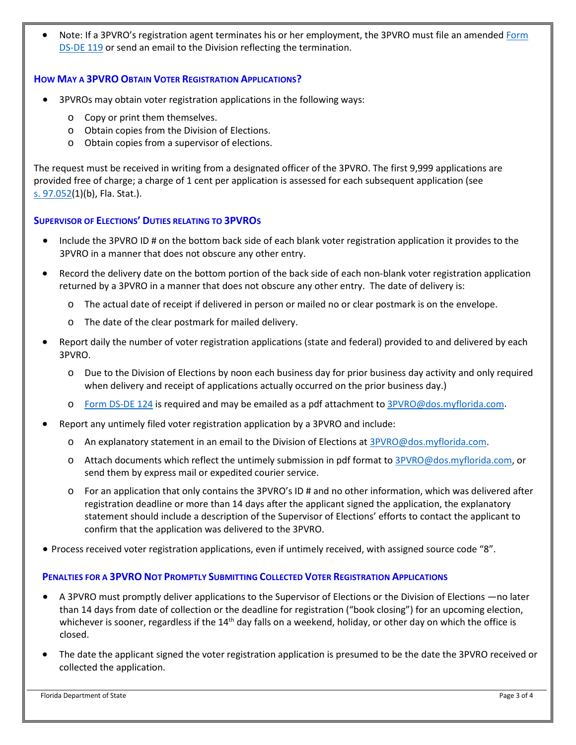- Note: If a 3PVRO's registration agent terminates his or her employment, the 3PVRO must file an amended Form DS-DE 119 or send an email to the Division reflecting the termination.

### How May a 3PVRO Obtain Voter Registration Applications?

- 3PVROs may obtain voter registration applications in the following ways:
  - Copy or print them themselves.
  - Obtain copies from the Division of Elections.
  - Obtain copies from a supervisor of elections.

The request must be received in writing from a designated officer of the 3PVRO. The first 9,999 applications are provided free of charge; a charge of 1 cent per application is assessed for each subsequent application (see s. 97.052(1)(b), Fla. Stat.).

### Supervisor of Elections' Duties relating to 3PVROs

- Include the 3PVRO ID # on the bottom back side of each blank voter registration application it provides to the 3PVRO in a manner that does not obscure any other entry.
- Record the delivery date on the bottom portion of the back side of each non-blank voter registration application returned by a 3PVRO in a manner that does not obscure any other entry. The date of delivery is:
  - The actual date of receipt if delivered in person or mailed no or clear postmark is on the envelope.
  - The date of the clear postmark for mailed delivery.
- Report daily the number of voter registration applications (state and federal) provided to and delivered by each 3PVRO.
  - Due to the Division of Elections by noon each business day for prior business day activity and only required when delivery and receipt of applications actually occurred on the prior business day.)
  - Form DS-DE 124 is required and may be emailed as a pdf attachment to 3PVRO@dos.myflorida.com.
- Report any untimely filed voter registration application by a 3PVRO and include:
  - An explanatory statement in an email to the Division of Elections at 3PVRO@dos.myflorida.com.
  - Attach documents which reflect the untimely submission in pdf format to 3PVRO@dos.myflorida.com, or send them by express mail or expedited courier service.
  - For an application that only contains the 3PVRO's ID # and no other information, which was delivered after registration deadline or more than 14 days after the applicant signed the application, the explanatory statement should include a description of the Supervisor of Elections' efforts to contact the applicant to confirm that the application was delivered to the 3PVRO.
- Process received voter registration applications, even if untimely received, with assigned source code "8".

### Penalties for a 3PVRO Not Promptly Submitting Collected Voter Registration Applications

- A 3PVRO must promptly deliver applications to the Supervisor of Elections or the Division of Elections —no later than 14 days from date of collection or the deadline for registration ("book closing") for an upcoming election, whichever is sooner, regardless if the 14th day falls on a weekend, holiday, or other day on which the office is closed.
- The date the applicant signed the voter registration application is presumed to be the date the 3PVRO received or collected the application.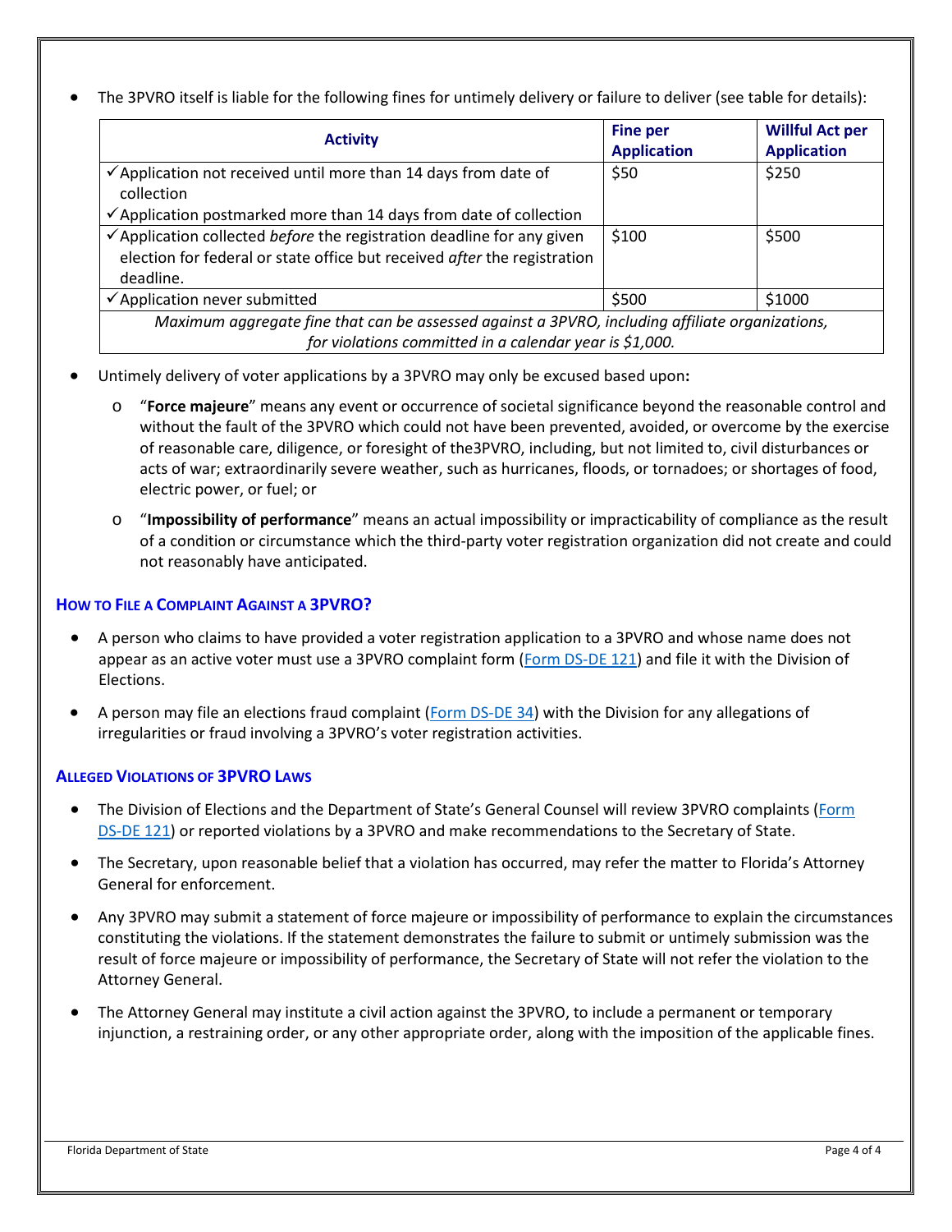- The 3PVRO itself is liable for the following fines for untimely delivery or failure to deliver (see table for details):

| Activity | Fine per Application | Willful Act per Application |
|---|---|---|
| ✓Application not received until more than 14 days from date of collection<br>✓Application postmarked more than 14 days from date of collection | $50 | $250 |
| ✓Application collected *before* the registration deadline for any given election for federal or state office but received *after* the registration deadline. | $100 | $500 |
| ✓Application never submitted | $500 | $1000 |
| *Maximum aggregate fine that can be assessed against a 3PVRO, including affiliate organizations, for violations committed in a calendar year is $1,000.* | | |

- Untimely delivery of voter applications by a 3PVRO may only be excused based upon**:**
  - "**Force majeure**" means any event or occurrence of societal significance beyond the reasonable control and without the fault of the 3PVRO which could not have been prevented, avoided, or overcome by the exercise of reasonable care, diligence, or foresight of the3PVRO, including, but not limited to, civil disturbances or acts of war; extraordinarily severe weather, such as hurricanes, floods, or tornadoes; or shortages of food, electric power, or fuel; or
  - "**Impossibility of performance**" means an actual impossibility or impracticability of compliance as the result of a condition or circumstance which the third-party voter registration organization did not create and could not reasonably have anticipated.

### How to File a Complaint Against a 3PVRO?

- A person who claims to have provided a voter registration application to a 3PVRO and whose name does not appear as an active voter must use a 3PVRO complaint form (Form DS-DE 121) and file it with the Division of Elections.
- A person may file an elections fraud complaint (Form DS-DE 34) with the Division for any allegations of irregularities or fraud involving a 3PVRO's voter registration activities.

### Alleged Violations of 3PVRO Laws

- The Division of Elections and the Department of State's General Counsel will review 3PVRO complaints (Form DS-DE 121) or reported violations by a 3PVRO and make recommendations to the Secretary of State.
- The Secretary, upon reasonable belief that a violation has occurred, may refer the matter to Florida's Attorney General for enforcement.
- Any 3PVRO may submit a statement of force majeure or impossibility of performance to explain the circumstances constituting the violations. If the statement demonstrates the failure to submit or untimely submission was the result of force majeure or impossibility of performance, the Secretary of State will not refer the violation to the Attorney General.
- The Attorney General may institute a civil action against the 3PVRO, to include a permanent or temporary injunction, a restraining order, or any other appropriate order, along with the imposition of the applicable fines.